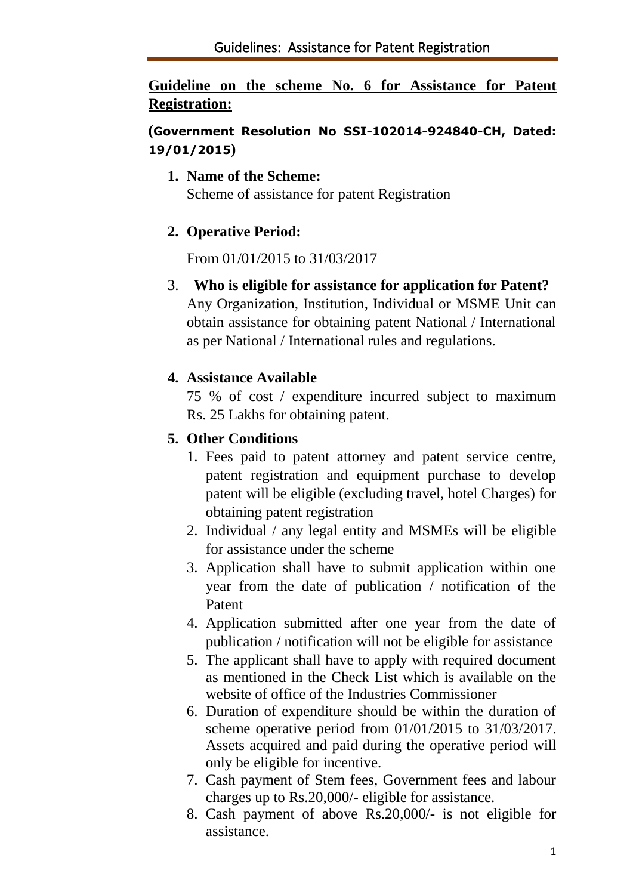## Guideline on the scheme No. 6 for Assistance for Patent Registration:

**(Government Resolution No SSI-102014-924840-CH, Dated: 19/01/2015)**

1. **Name of the Scheme:**
   Scheme of assistance for patent Registration

2. **Operative Period:**

   From 01/01/2015 to 31/03/2017

3. **Who is eligible for assistance for application for Patent?**
   Any Organization, Institution, Individual or MSME Unit can obtain assistance for obtaining patent National / International as per National / International rules and regulations.

4. **Assistance Available**
   75 % of cost / expenditure incurred subject to maximum Rs. 25 Lakhs for obtaining patent.

5. **Other Conditions**
   1. Fees paid to patent attorney and patent service centre, patent registration and equipment purchase to develop patent will be eligible (excluding travel, hotel Charges) for obtaining patent registration
   2. Individual / any legal entity and MSMEs will be eligible for assistance under the scheme
   3. Application shall have to submit application within one year from the date of publication / notification of the Patent
   4. Application submitted after one year from the date of publication / notification will not be eligible for assistance
   5. The applicant shall have to apply with required document as mentioned in the Check List which is available on the website of office of the Industries Commissioner
   6. Duration of expenditure should be within the duration of scheme operative period from 01/01/2015 to 31/03/2017. Assets acquired and paid during the operative period will only be eligible for incentive.
   7. Cash payment of Stem fees, Government fees and labour charges up to Rs.20,000/- eligible for assistance.
   8. Cash payment of above Rs.20,000/- is not eligible for assistance.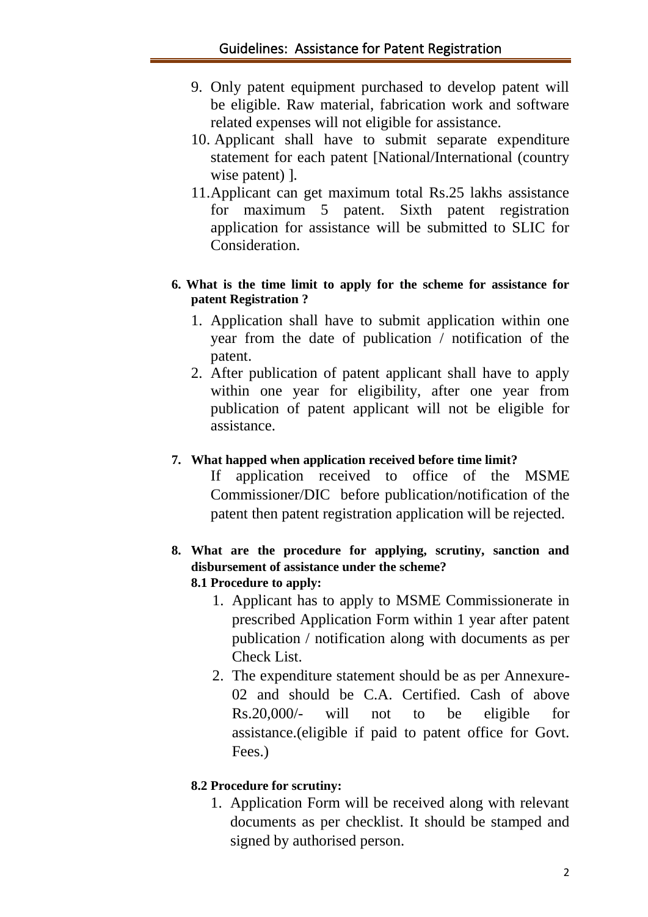9. Only patent equipment purchased to develop patent will be eligible. Raw material, fabrication work and software related expenses will not eligible for assistance.
10. Applicant shall have to submit separate expenditure statement for each patent [National/International (country wise patent) ].
11. Applicant can get maximum total Rs.25 lakhs assistance for maximum 5 patent. Sixth patent registration application for assistance will be submitted to SLIC for Consideration.

**6. What is the time limit to apply for the scheme for assistance for patent Registration ?**

1. Application shall have to submit application within one year from the date of publication / notification of the patent.
2. After publication of patent applicant shall have to apply within one year for eligibility, after one year from publication of patent applicant will not be eligible for assistance.

**7. What happed when application received before time limit?**

If application received to office of the MSME Commissioner/DIC before publication/notification of the patent then patent registration application will be rejected.

**8. What are the procedure for applying, scrutiny, sanction and disbursement of assistance under the scheme?**

**8.1 Procedure to apply:**

1. Applicant has to apply to MSME Commissionerate in prescribed Application Form within 1 year after patent publication / notification along with documents as per Check List.
2. The expenditure statement should be as per Annexure-02 and should be C.A. Certified. Cash of above Rs.20,000/- will not to be eligible for assistance.(eligible if paid to patent office for Govt. Fees.)

**8.2 Procedure for scrutiny:**

1. Application Form will be received along with relevant documents as per checklist. It should be stamped and signed by authorised person.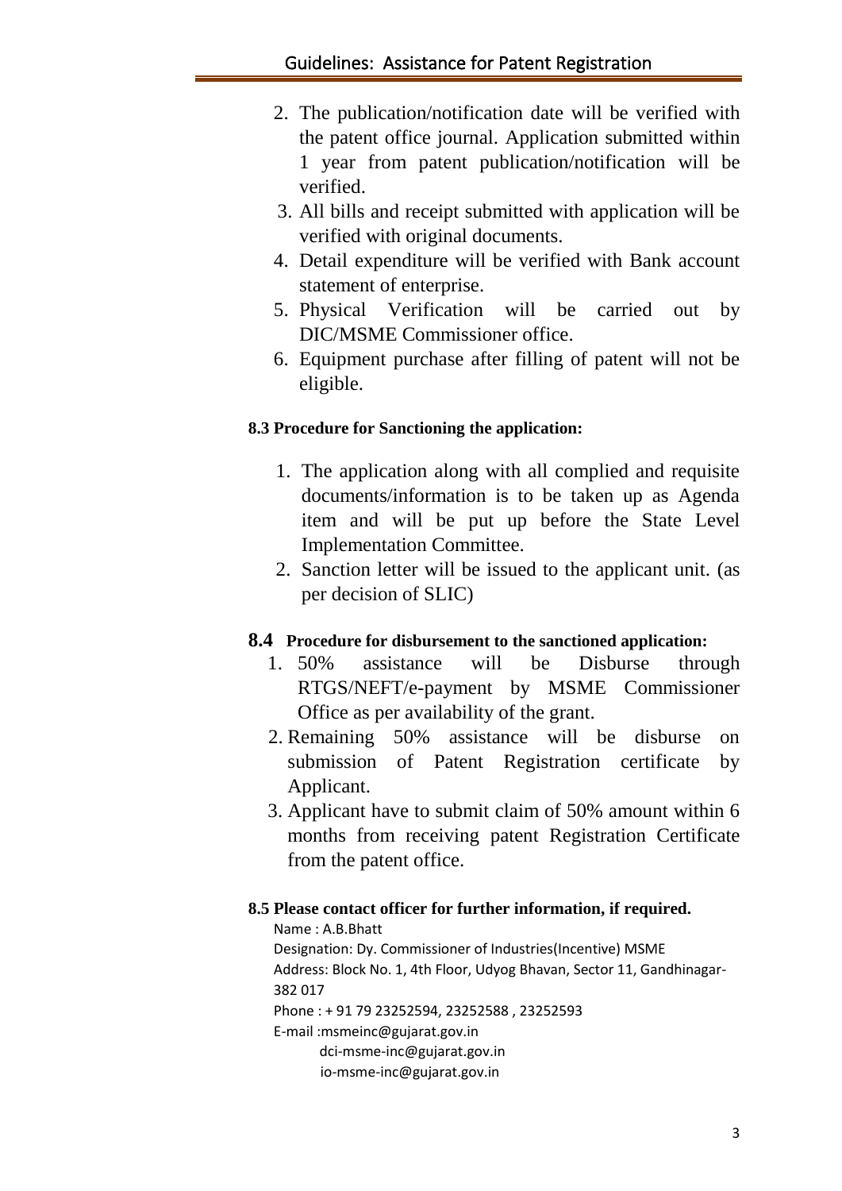2. The publication/notification date will be verified with the patent office journal. Application submitted within 1 year from patent publication/notification will be verified.
3. All bills and receipt submitted with application will be verified with original documents.
4. Detail expenditure will be verified with Bank account statement of enterprise.
5. Physical Verification will be carried out by DIC/MSME Commissioner office.
6. Equipment purchase after filling of patent will not be eligible.

**8.3 Procedure for Sanctioning the application:**

1. The application along with all complied and requisite documents/information is to be taken up as Agenda item and will be put up before the State Level Implementation Committee.
2. Sanction letter will be issued to the applicant unit. (as per decision of SLIC)

**8.4 Procedure for disbursement to the sanctioned application:**

1. 50% assistance will be Disburse through RTGS/NEFT/e-payment by MSME Commissioner Office as per availability of the grant.
2. Remaining 50% assistance will be disburse on submission of Patent Registration certificate by Applicant.
3. Applicant have to submit claim of 50% amount within 6 months from receiving patent Registration Certificate from the patent office.

**8.5 Please contact officer for further information, if required.**

Name : A.B.Bhatt
Designation: Dy. Commissioner of Industries(Incentive) MSME
Address: Block No. 1, 4th Floor, Udyog Bhavan, Sector 11, Gandhinagar-382 017
Phone : + 91 79 23252594, 23252588 , 23252593
E-mail :msmeinc@gujarat.gov.in
dci-msme-inc@gujarat.gov.in
io-msme-inc@gujarat.gov.in